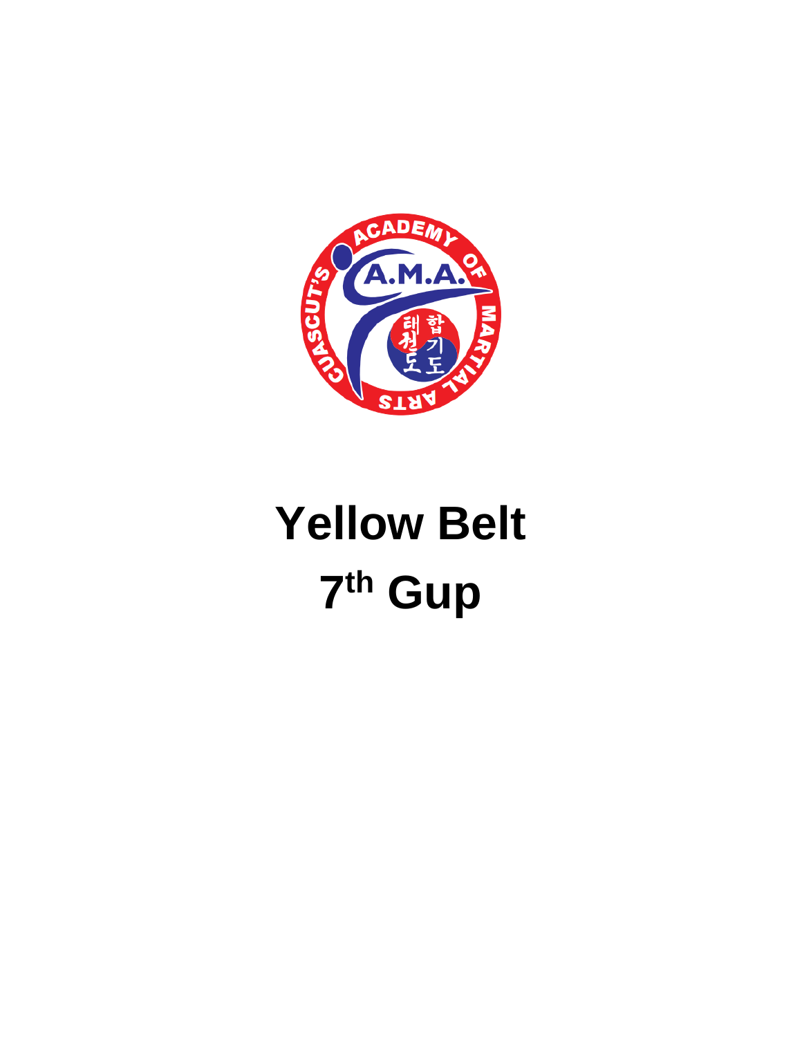# Yellow Belt

# 7th Gup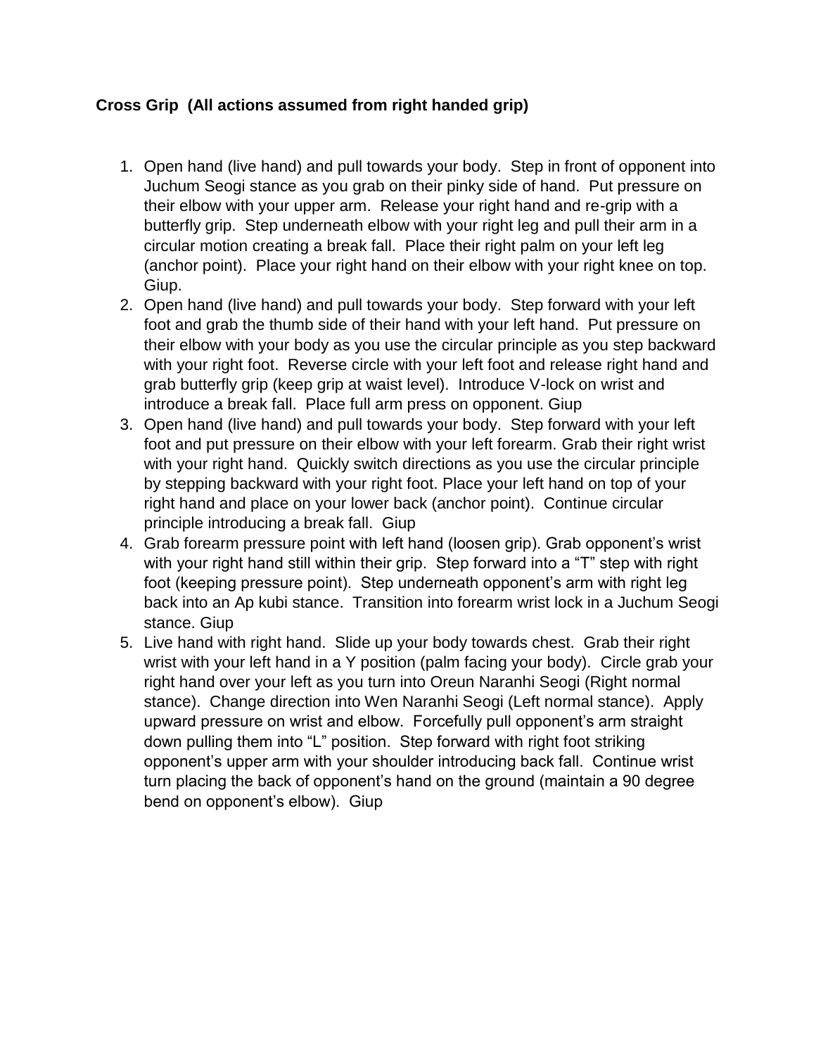**Cross Grip (All actions assumed from right handed grip)**

1. Open hand (live hand) and pull towards your body. Step in front of opponent into Juchum Seogi stance as you grab on their pinky side of hand. Put pressure on their elbow with your upper arm. Release your right hand and re-grip with a butterfly grip. Step underneath elbow with your right leg and pull their arm in a circular motion creating a break fall. Place their right palm on your left leg (anchor point). Place your right hand on their elbow with your right knee on top. Giup.
2. Open hand (live hand) and pull towards your body. Step forward with your left foot and grab the thumb side of their hand with your left hand. Put pressure on their elbow with your body as you use the circular principle as you step backward with your right foot. Reverse circle with your left foot and release right hand and grab butterfly grip (keep grip at waist level). Introduce V-lock on wrist and introduce a break fall. Place full arm press on opponent. Giup
3. Open hand (live hand) and pull towards your body. Step forward with your left foot and put pressure on their elbow with your left forearm. Grab their right wrist with your right hand. Quickly switch directions as you use the circular principle by stepping backward with your right foot. Place your left hand on top of your right hand and place on your lower back (anchor point). Continue circular principle introducing a break fall. Giup
4. Grab forearm pressure point with left hand (loosen grip). Grab opponent's wrist with your right hand still within their grip. Step forward into a "T" step with right foot (keeping pressure point). Step underneath opponent's arm with right leg back into an Ap kubi stance. Transition into forearm wrist lock in a Juchum Seogi stance. Giup
5. Live hand with right hand. Slide up your body towards chest. Grab their right wrist with your left hand in a Y position (palm facing your body). Circle grab your right hand over your left as you turn into Oreun Naranhi Seogi (Right normal stance). Change direction into Wen Naranhi Seogi (Left normal stance). Apply upward pressure on wrist and elbow. Forcefully pull opponent's arm straight down pulling them into "L" position. Step forward with right foot striking opponent's upper arm with your shoulder introducing back fall. Continue wrist turn placing the back of opponent's hand on the ground (maintain a 90 degree bend on opponent's elbow). Giup